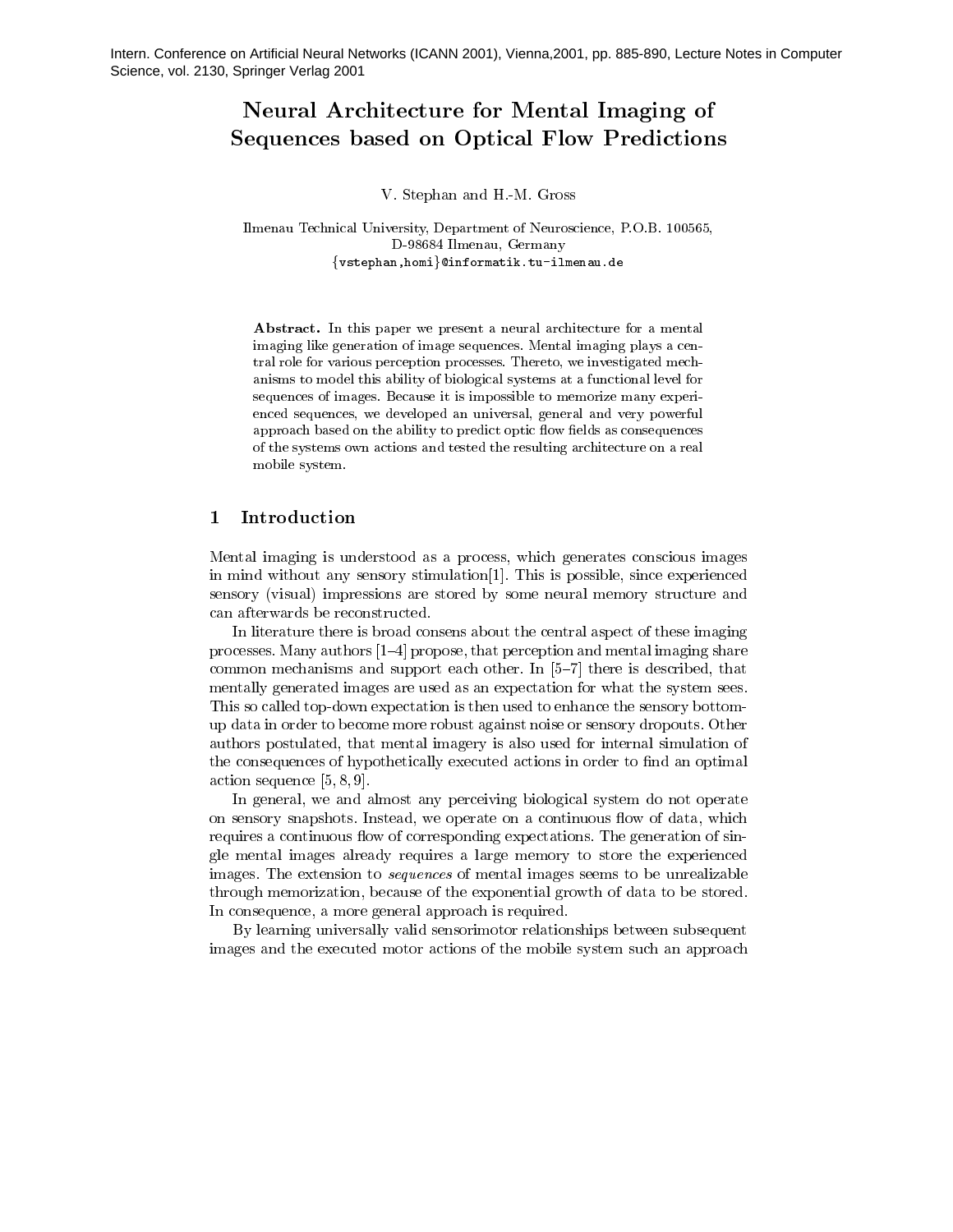Intern. Conference on Artificial Neural Networks (ICANN 2001), Vienna,2001, pp. 885-890, Lecture Notes in Computer Science, vol. 2130, Springer Verlag 2001

# Neural Architecture for Mental Imaging of Sequences based on Optical Flow Predictions

V. Stephan and H.-M. Gross

Ilmenau Technical University, Department of Neuroscience, P.O.B. 100565, D-98684 Ilmenau, Germany
{vstephan,homi}@informatik.tu-ilmenau.de

**Abstract.** In this paper we present a neural architecture for a mental imaging like generation of image sequences. Mental imaging plays a central role for various perception processes. Thereto, we investigated mechanisms to model this ability of biological systems at a functional level for sequences of images. Because it is impossible to memorize many experienced sequences, we developed an universal, general and very powerful approach based on the ability to predict optic flow fields as consequences of the systems own actions and tested the resulting architecture on a real mobile system.

## 1 Introduction

Mental imaging is understood as a process, which generates conscious images in mind without any sensory stimulation[1]. This is possible, since experienced sensory (visual) impressions are stored by some neural memory structure and can afterwards be reconstructed.

In literature there is broad consens about the central aspect of these imaging processes. Many authors [1–4] propose, that perception and mental imaging share common mechanisms and support each other. In [5–7] there is described, that mentally generated images are used as an expectation for what the system sees. This so called top-down expectation is then used to enhance the sensory bottom-up data in order to become more robust against noise or sensory dropouts. Other authors postulated, that mental imagery is also used for internal simulation of the consequences of hypothetically executed actions in order to find an optimal action sequence [5, 8, 9].

In general, we and almost any perceiving biological system do not operate on sensory snapshots. Instead, we operate on a continuous flow of data, which requires a continuous flow of corresponding expectations. The generation of single mental images already requires a large memory to store the experienced images. The extension to *sequences* of mental images seems to be unrealizable through memorization, because of the exponential growth of data to be stored. In consequence, a more general approach is required.

By learning universally valid sensorimotor relationships between subsequent images and the executed motor actions of the mobile system such an approach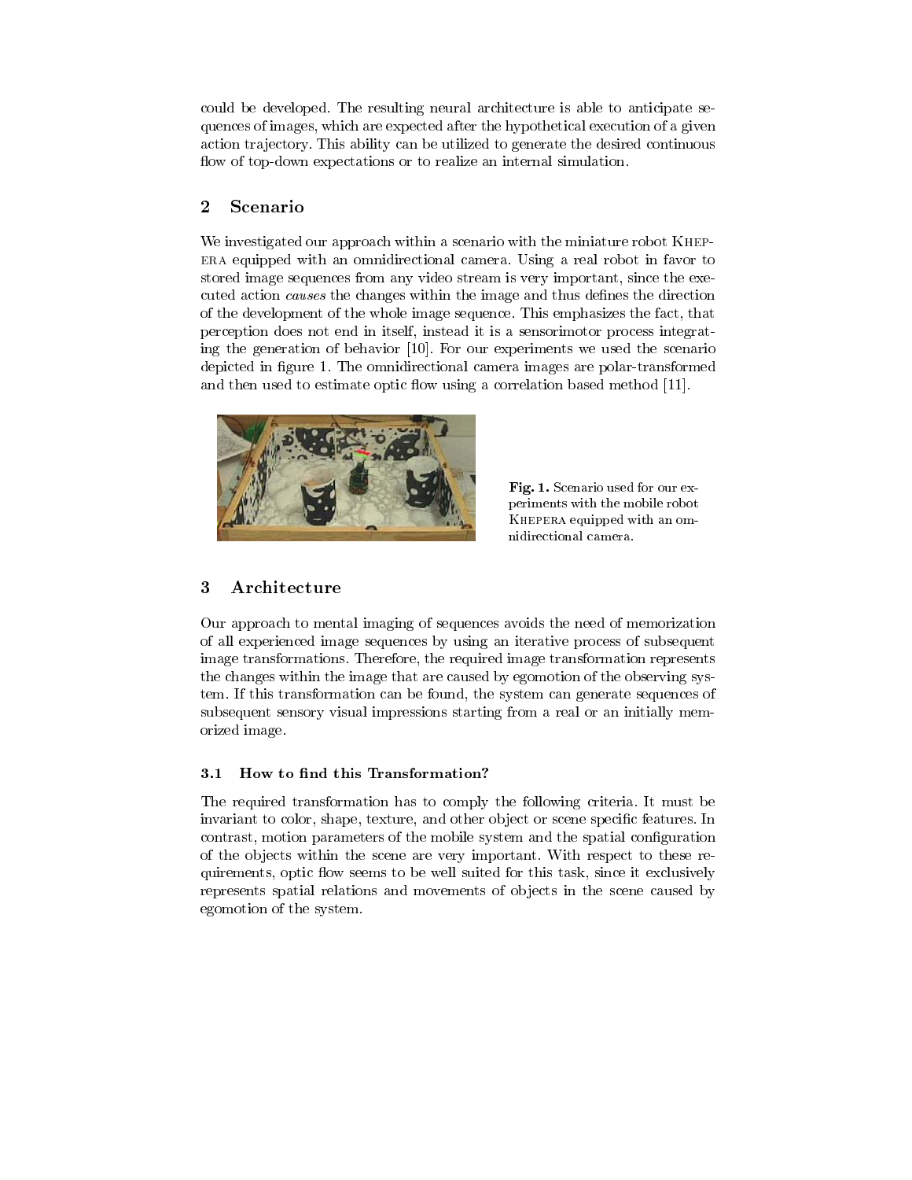could be developed. The resulting neural architecture is able to anticipate sequences of images, which are expected after the hypothetical execution of a given action trajectory. This ability can be utilized to generate the desired continuous flow of top-down expectations or to realize an internal simulation.

## 2 Scenario

We investigated our approach within a scenario with the miniature robot Khepera equipped with an omnidirectional camera. Using a real robot in favor to stored image sequences from any video stream is very important, since the executed action *causes* the changes within the image and thus defines the direction of the development of the whole image sequence. This emphasizes the fact, that perception does not end in itself, instead it is a sensorimotor process integrating the generation of behavior [10]. For our experiments we used the scenario depicted in figure 1. The omnidirectional camera images are polar-transformed and then used to estimate optic flow using a correlation based method [11].

**Fig. 1.** Scenario used for our experiments with the mobile robot Khepera equipped with an omnidirectional camera.

## 3 Architecture

Our approach to mental imaging of sequences avoids the need of memorization of all experienced image sequences by using an iterative process of subsequent image transformations. Therefore, the required image transformation represents the changes within the image that are caused by egomotion of the observing system. If this transformation can be found, the system can generate sequences of subsequent sensory visual impressions starting from a real or an initially memorized image.

### 3.1 How to find this Transformation?

The required transformation has to comply the following criteria. It must be invariant to color, shape, texture, and other object or scene specific features. In contrast, motion parameters of the mobile system and the spatial configuration of the objects within the scene are very important. With respect to these requirements, optic flow seems to be well suited for this task, since it exclusively represents spatial relations and movements of objects in the scene caused by egomotion of the system.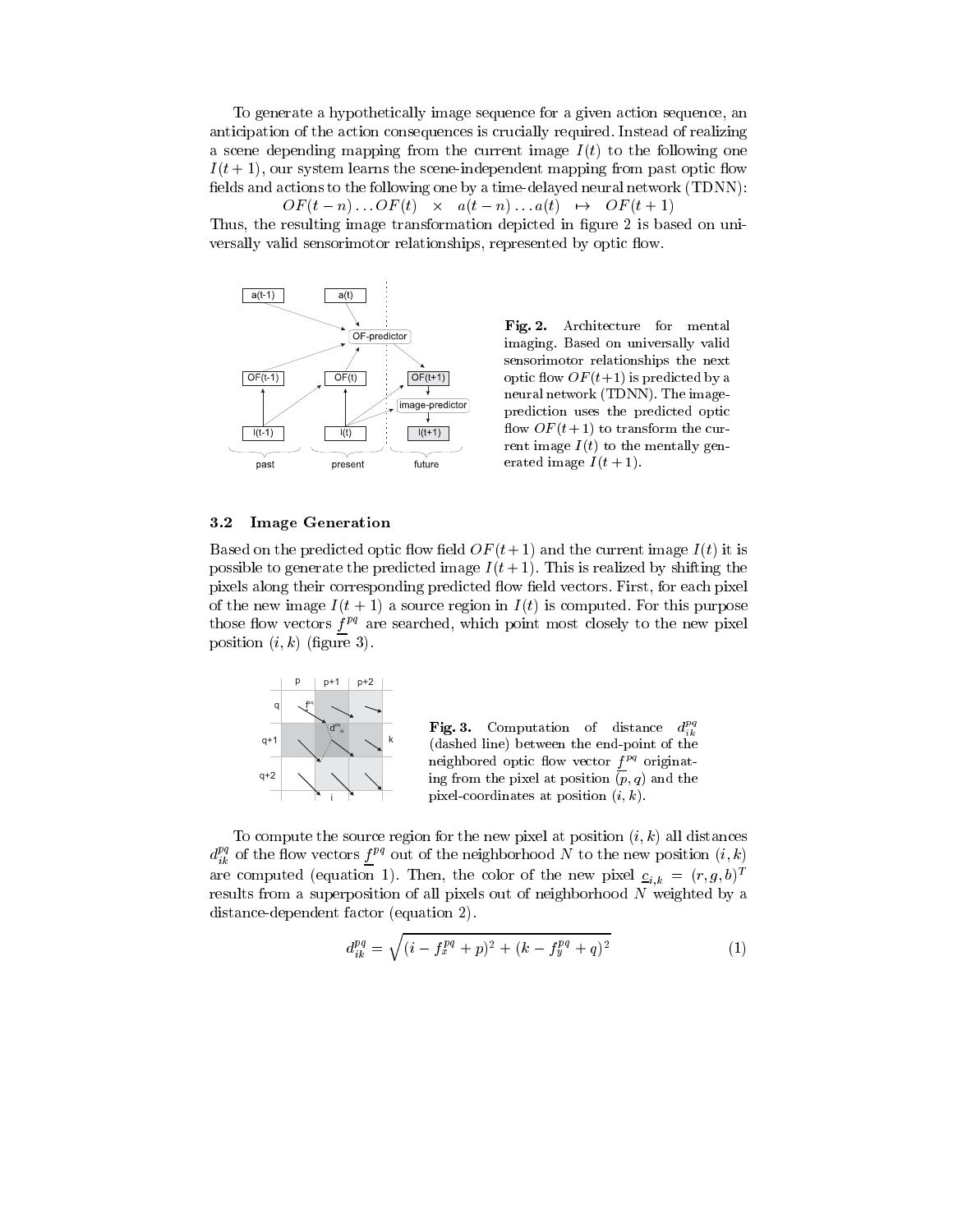To generate a hypothetically image sequence for a given action sequence, an anticipation of the action consequences is crucially required. Instead of realizing a scene depending mapping from the current image $I(t)$ to the following one $I(t+1)$, our system learns the scene-independent mapping from past optic flow fields and actions to the following one by a time-delayed neural network (TDNN):

$$OF(t-n)\ldots OF(t) \quad \times \quad a(t-n)\ldots a(t) \quad \mapsto \quad OF(t+1)$$

Thus, the resulting image transformation depicted in figure 2 is based on universally valid sensorimotor relationships, represented by optic flow.

**Fig. 2.** Architecture for mental imaging. Based on universally valid sensorimotor relationships the next optic flow $OF(t+1)$ is predicted by a neural network (TDNN). The image-prediction uses the predicted optic flow $OF(t+1)$ to transform the current image $I(t)$ to the mentally generated image $I(t+1)$.

### 3.2 Image Generation

Based on the predicted optic flow field $OF(t+1)$ and the current image $I(t)$ it is possible to generate the predicted image $I(t+1)$. This is realized by shifting the pixels along their corresponding predicted flow field vectors. First, for each pixel of the new image $I(t+1)$ a source region in $I(t)$ is computed. For this purpose those flow vectors $\underline{f}^{pq}$ are searched, which point most closely to the new pixel position $(i,k)$ (figure 3).

**Fig. 3.** Computation of distance $d_{ik}^{pq}$ (dashed line) between the end-point of the neighbored optic flow vector $\underline{f}^{pq}$ originating from the pixel at position $(p,q)$ and the pixel-coordinates at position $(i,k)$.

To compute the source region for the new pixel at position $(i,k)$ all distances $d_{ik}^{pq}$ of the flow vectors $\underline{f}^{pq}$ out of the neighborhood $N$ to the new position $(i,k)$ are computed (equation 1). Then, the color of the new pixel $\underline{c}_{i,k} = (r,g,b)^T$ results from a superposition of all pixels out of neighborhood $N$ weighted by a distance-dependent factor (equation 2).

$$d_{ik}^{pq} = \sqrt{(i - f_x^{pq} + p)^2 + (k - f_y^{pq} + q)^2} \tag{1}$$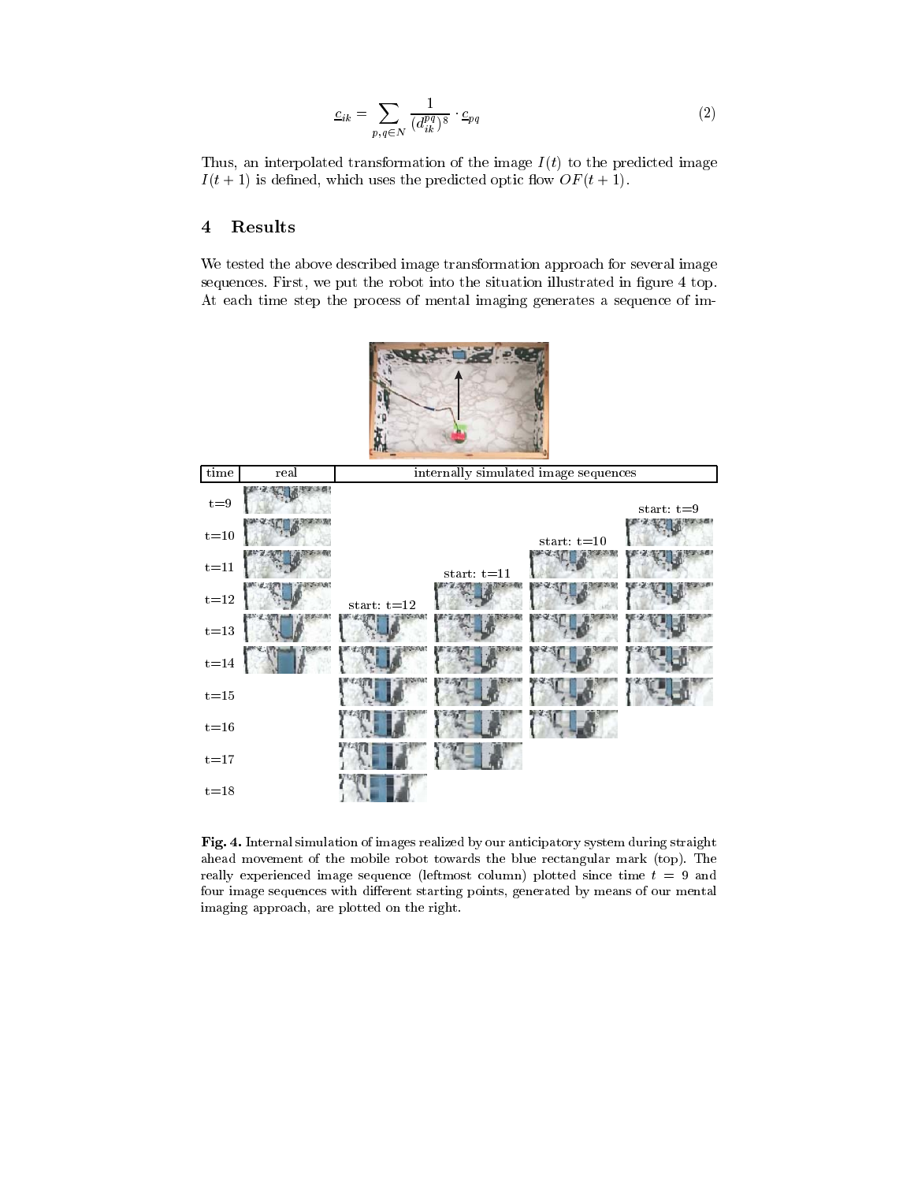$$\underline{c}_{ik} = \sum_{p,q \in N} \frac{1}{(d_{ik}^{pq})^8} \cdot \underline{c}_{pq} \tag{2}$$

Thus, an interpolated transformation of the image $I(t)$ to the predicted image $I(t+1)$ is defined, which uses the predicted optic flow $OF(t+1)$.

## 4 Results

We tested the above described image transformation approach for several image sequences. First, we put the robot into the situation illustrated in figure 4 top. At each time step the process of mental imaging generates a sequence of im-

**Fig. 4.** Internal simulation of images realized by our anticipatory system during straight ahead movement of the mobile robot towards the blue rectangular mark (top). The really experienced image sequence (leftmost column) plotted since time $t = 9$ and four image sequences with different starting points, generated by means of our mental imaging approach, are plotted on the right.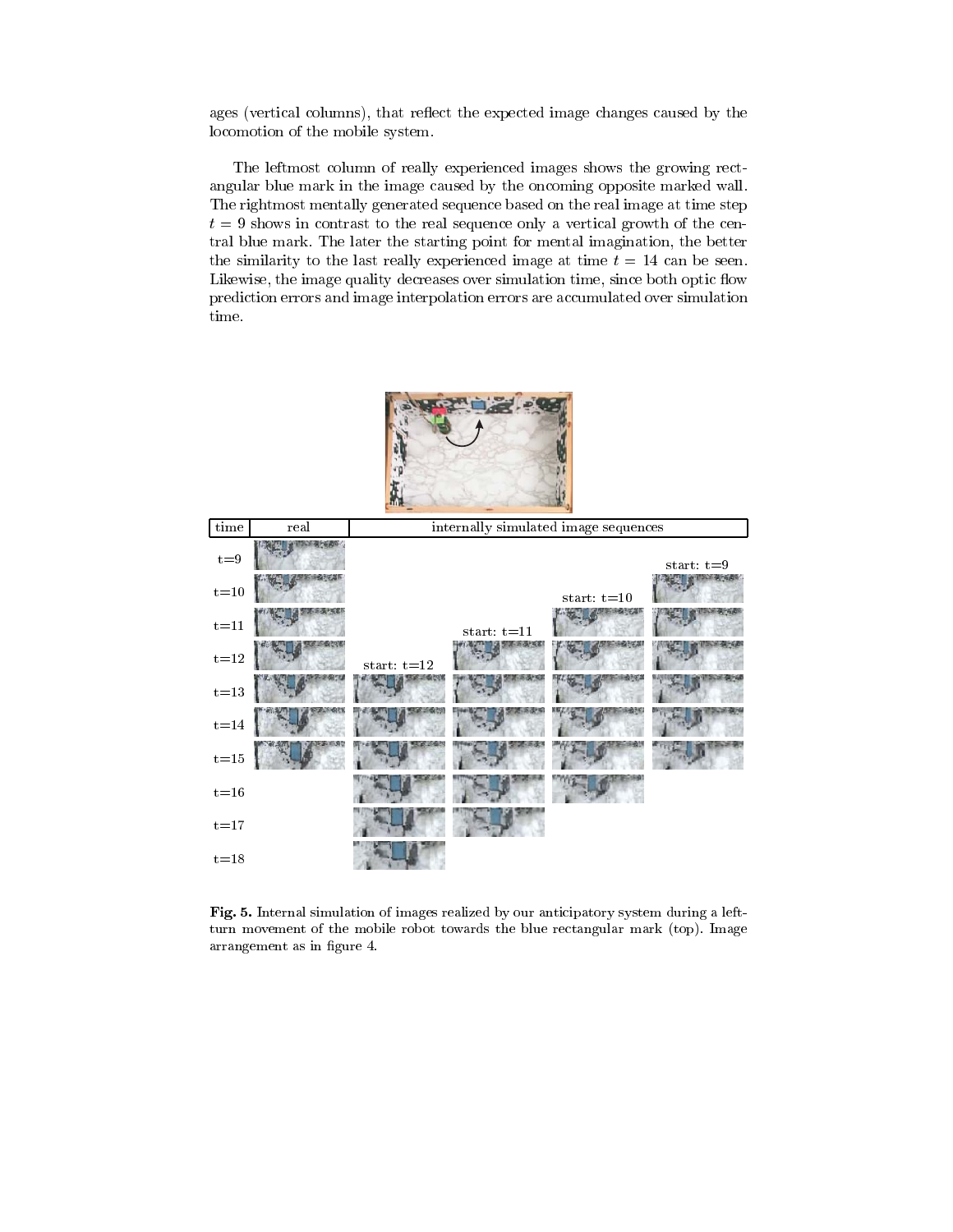ages (vertical columns), that reflect the expected image changes caused by the locomotion of the mobile system.

The leftmost column of really experienced images shows the growing rectangular blue mark in the image caused by the oncoming opposite marked wall. The rightmost mentally generated sequence based on the real image at time step $t = 9$ shows in contrast to the real sequence only a vertical growth of the central blue mark. The later the starting point for mental imagination, the better the similarity to the last really experienced image at time $t = 14$ can be seen. Likewise, the image quality decreases over simulation time, since both optic flow prediction errors and image interpolation errors are accumulated over simulation time.

**Fig. 5.** Internal simulation of images realized by our anticipatory system during a left-turn movement of the mobile robot towards the blue rectangular mark (top). Image arrangement as in figure 4.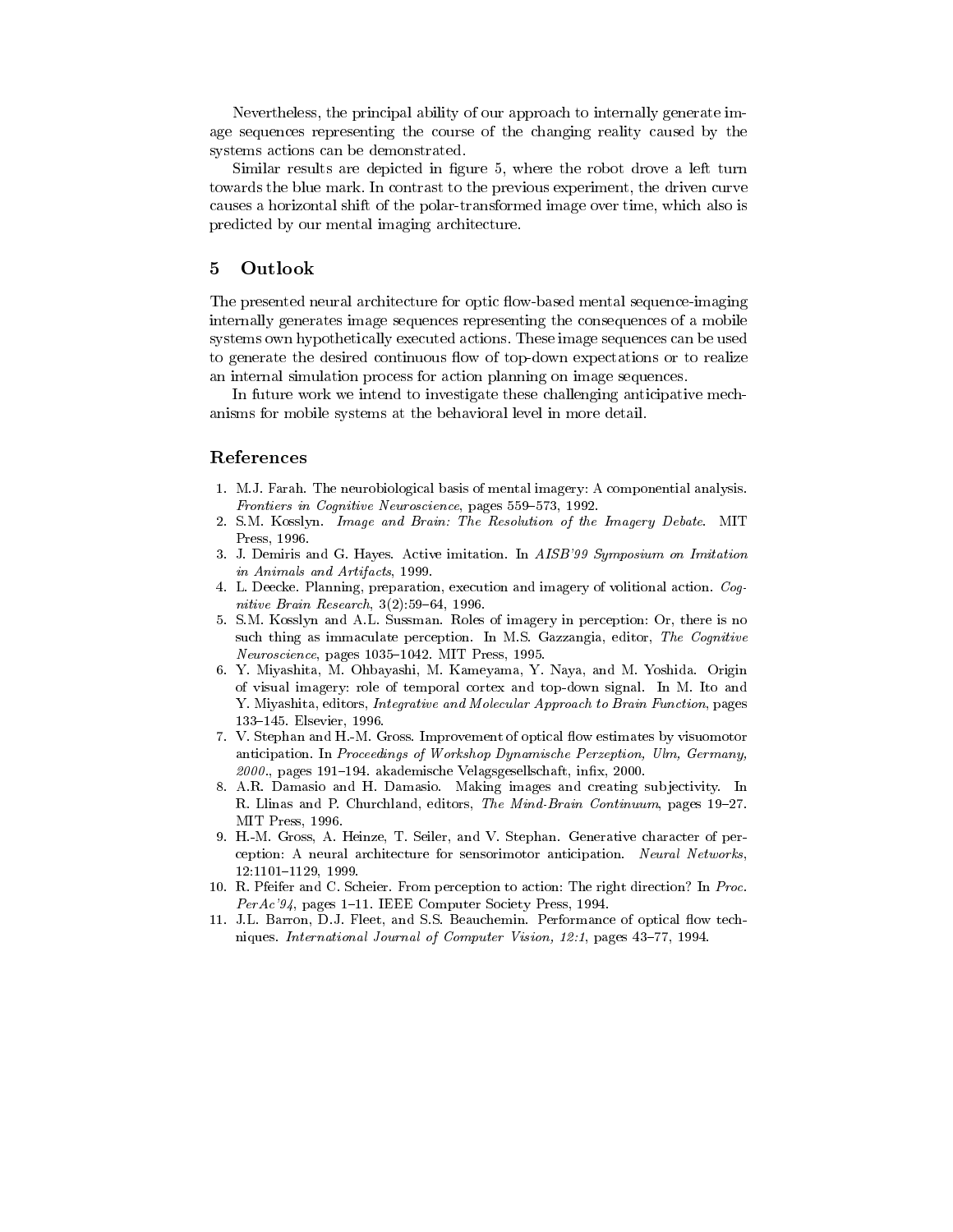Nevertheless, the principal ability of our approach to internally generate image sequences representing the course of the changing reality caused by the systems actions can be demonstrated.

Similar results are depicted in figure 5, where the robot drove a left turn towards the blue mark. In contrast to the previous experiment, the driven curve causes a horizontal shift of the polar-transformed image over time, which also is predicted by our mental imaging architecture.

## 5 Outlook

The presented neural architecture for optic flow-based mental sequence-imaging internally generates image sequences representing the consequences of a mobile systems own hypothetically executed actions. These image sequences can be used to generate the desired continuous flow of top-down expectations or to realize an internal simulation process for action planning on image sequences.

In future work we intend to investigate these challenging anticipative mechanisms for mobile systems at the behavioral level in more detail.

## References

1. M.J. Farah. The neurobiological basis of mental imagery: A componential analysis. *Frontiers in Cognitive Neuroscience*, pages 559–573, 1992.
2. S.M. Kosslyn. *Image and Brain: The Resolution of the Imagery Debate*. MIT Press, 1996.
3. J. Demiris and G. Hayes. Active imitation. In *AISB'99 Symposium on Imitation in Animals and Artifacts*, 1999.
4. L. Deecke. Planning, preparation, execution and imagery of volitional action. *Cognitive Brain Research*, 3(2):59–64, 1996.
5. S.M. Kosslyn and A.L. Sussman. Roles of imagery in perception: Or, there is no such thing as immaculate perception. In M.S. Gazzangia, editor, *The Cognitive Neuroscience*, pages 1035–1042. MIT Press, 1995.
6. Y. Miyashita, M. Ohbayashi, M. Kameyama, Y. Naya, and M. Yoshida. Origin of visual imagery: role of temporal cortex and top-down signal. In M. Ito and Y. Miyashita, editors, *Integrative and Molecular Approach to Brain Function*, pages 133–145. Elsevier, 1996.
7. V. Stephan and H.-M. Gross. Improvement of optical flow estimates by visuomotor anticipation. In *Proceedings of Workshop Dynamische Perzeption, Ulm, Germany, 2000.*, pages 191–194. akademische Velagsgesellschaft, infix, 2000.
8. A.R. Damasio and H. Damasio. Making images and creating subjectivity. In R. Llinas and P. Churchland, editors, *The Mind-Brain Continuum*, pages 19–27. MIT Press, 1996.
9. H.-M. Gross, A. Heinze, T. Seiler, and V. Stephan. Generative character of perception: A neural architecture for sensorimotor anticipation. *Neural Networks*, 12:1101–1129, 1999.
10. R. Pfeifer and C. Scheier. From perception to action: The right direction? In *Proc. PerAc'94*, pages 1–11. IEEE Computer Society Press, 1994.
11. J.L. Barron, D.J. Fleet, and S.S. Beauchemin. Performance of optical flow techniques. *International Journal of Computer Vision, 12:1*, pages 43–77, 1994.